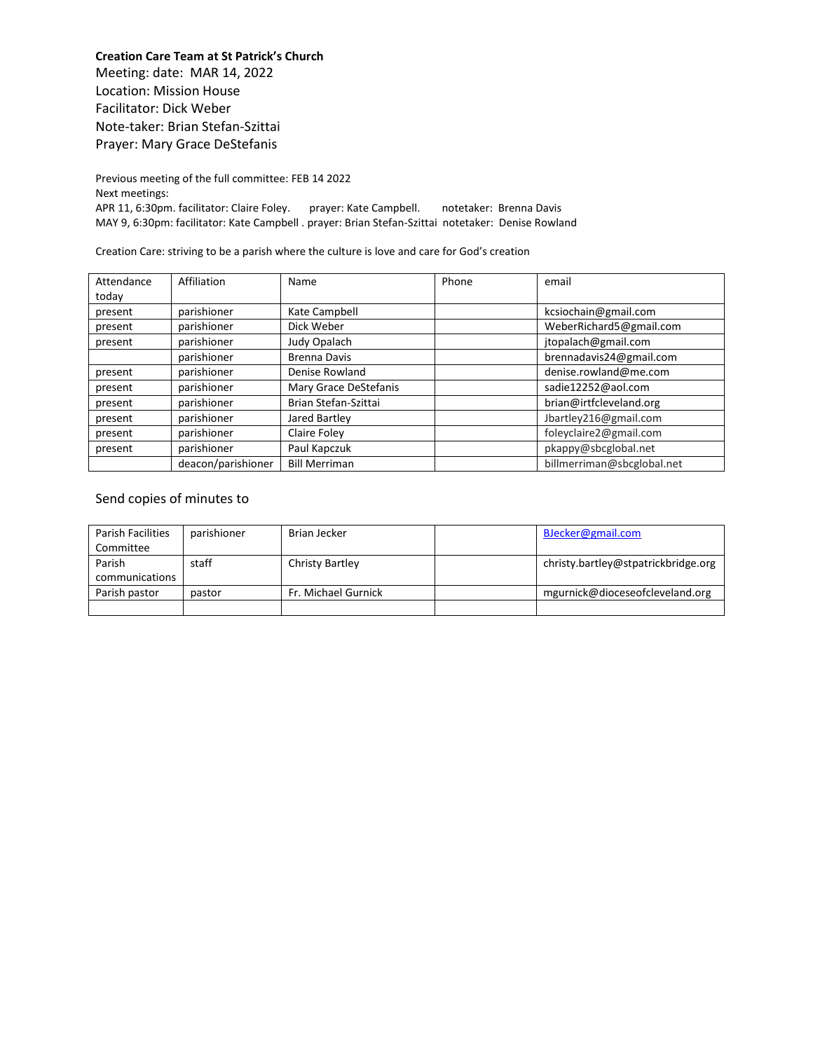**Creation Care Team at St Patrick's Church**

Meeting: date: MAR 14, 2022
Location: Mission House
Facilitator: Dick Weber
Note-taker: Brian Stefan-Szittai
Prayer: Mary Grace DeStefanis

Previous meeting of the full committee: FEB 14 2022
Next meetings:
APR 11, 6:30pm. facilitator: Claire Foley. prayer: Kate Campbell. notetaker: Brenna Davis
MAY 9, 6:30pm: facilitator: Kate Campbell . prayer: Brian Stefan-Szittai notetaker: Denise Rowland

Creation Care: striving to be a parish where the culture is love and care for God's creation

| Attendance today | Affiliation | Name | Phone | email |
|---|---|---|---|---|
| present | parishioner | Kate Campbell | | kcsiochain@gmail.com |
| present | parishioner | Dick Weber | | WeberRichard5@gmail.com |
| present | parishioner | Judy Opalach | | jtopalach@gmail.com |
| | parishioner | Brenna Davis | | brennadavis24@gmail.com |
| present | parishioner | Denise Rowland | | denise.rowland@me.com |
| present | parishioner | Mary Grace DeStefanis | | sadie12252@aol.com |
| present | parishioner | Brian Stefan-Szittai | | brian@irtfcleveland.org |
| present | parishioner | Jared Bartley | | Jbartley216@gmail.com |
| present | parishioner | Claire Foley | | foleyclaire2@gmail.com |
| present | parishioner | Paul Kapczuk | | pkappy@sbcglobal.net |
| | deacon/parishioner | Bill Merriman | | billmerriman@sbcglobal.net |

Send copies of minutes to

| | | | | |
|---|---|---|---|---|
| Parish Facilities Committee | parishioner | Brian Jecker | | BJecker@gmail.com |
| Parish communications | staff | Christy Bartley | | christy.bartley@stpatrickbridge.org |
| Parish pastor | pastor | Fr. Michael Gurnick | | mgurnick@dioceseofcleveland.org |
| | | | | |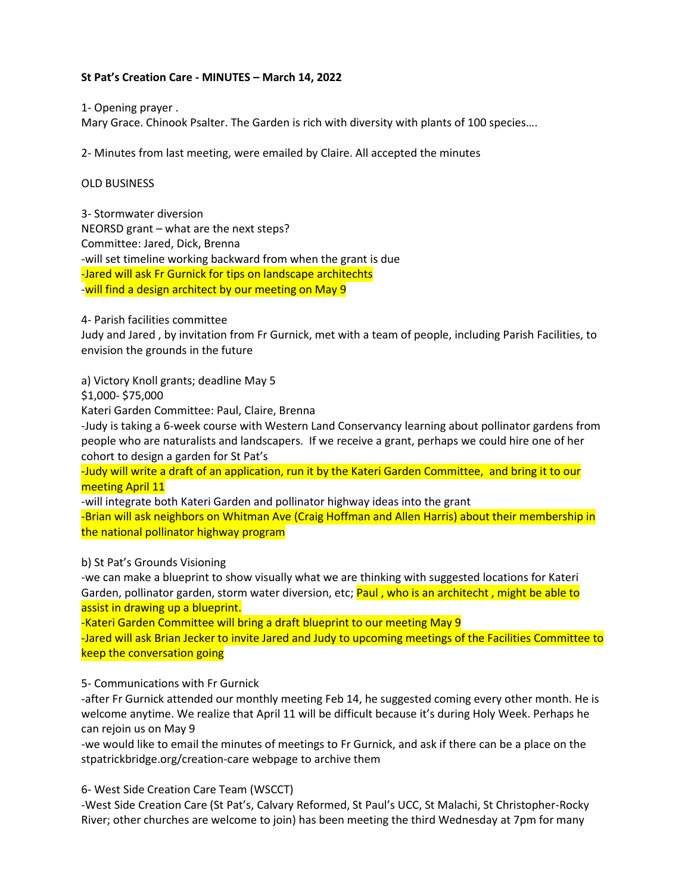**St Pat's Creation Care - MINUTES – March 14, 2022**

1- Opening prayer .
Mary Grace. Chinook Psalter. The Garden is rich with diversity with plants of 100 species….

2- Minutes from last meeting, were emailed by Claire. All accepted the minutes

OLD BUSINESS

3- Stormwater diversion
NEORSD grant – what are the next steps?
Committee: Jared, Dick, Brenna
-will set timeline working backward from when the grant is due
-Jared will ask Fr Gurnick for tips on landscape architechts
-will find a design architect by our meeting on May 9

4- Parish facilities committee
Judy and Jared , by invitation from Fr Gurnick, met with a team of people, including Parish Facilities, to envision the grounds in the future

a) Victory Knoll grants; deadline May 5
$1,000- $75,000
Kateri Garden Committee: Paul, Claire, Brenna
-Judy is taking a 6-week course with Western Land Conservancy learning about pollinator gardens from people who are naturalists and landscapers. If we receive a grant, perhaps we could hire one of her cohort to design a garden for St Pat's
-Judy will write a draft of an application, run it by the Kateri Garden Committee, and bring it to our meeting April 11
-will integrate both Kateri Garden and pollinator highway ideas into the grant
-Brian will ask neighbors on Whitman Ave (Craig Hoffman and Allen Harris) about their membership in the national pollinator highway program

b) St Pat's Grounds Visioning
-we can make a blueprint to show visually what we are thinking with suggested locations for Kateri Garden, pollinator garden, storm water diversion, etc; Paul , who is an architecht , might be able to assist in drawing up a blueprint.
-Kateri Garden Committee will bring a draft blueprint to our meeting May 9
-Jared will ask Brian Jecker to invite Jared and Judy to upcoming meetings of the Facilities Committee to keep the conversation going

5- Communications with Fr Gurnick
-after Fr Gurnick attended our monthly meeting Feb 14, he suggested coming every other month. He is welcome anytime. We realize that April 11 will be difficult because it's during Holy Week. Perhaps he can rejoin us on May 9
-we would like to email the minutes of meetings to Fr Gurnick, and ask if there can be a place on the stpatrickbridge.org/creation-care webpage to archive them

6- West Side Creation Care Team (WSCCT)
-West Side Creation Care (St Pat's, Calvary Reformed, St Paul's UCC, St Malachi, St Christopher-Rocky River; other churches are welcome to join) has been meeting the third Wednesday at 7pm for many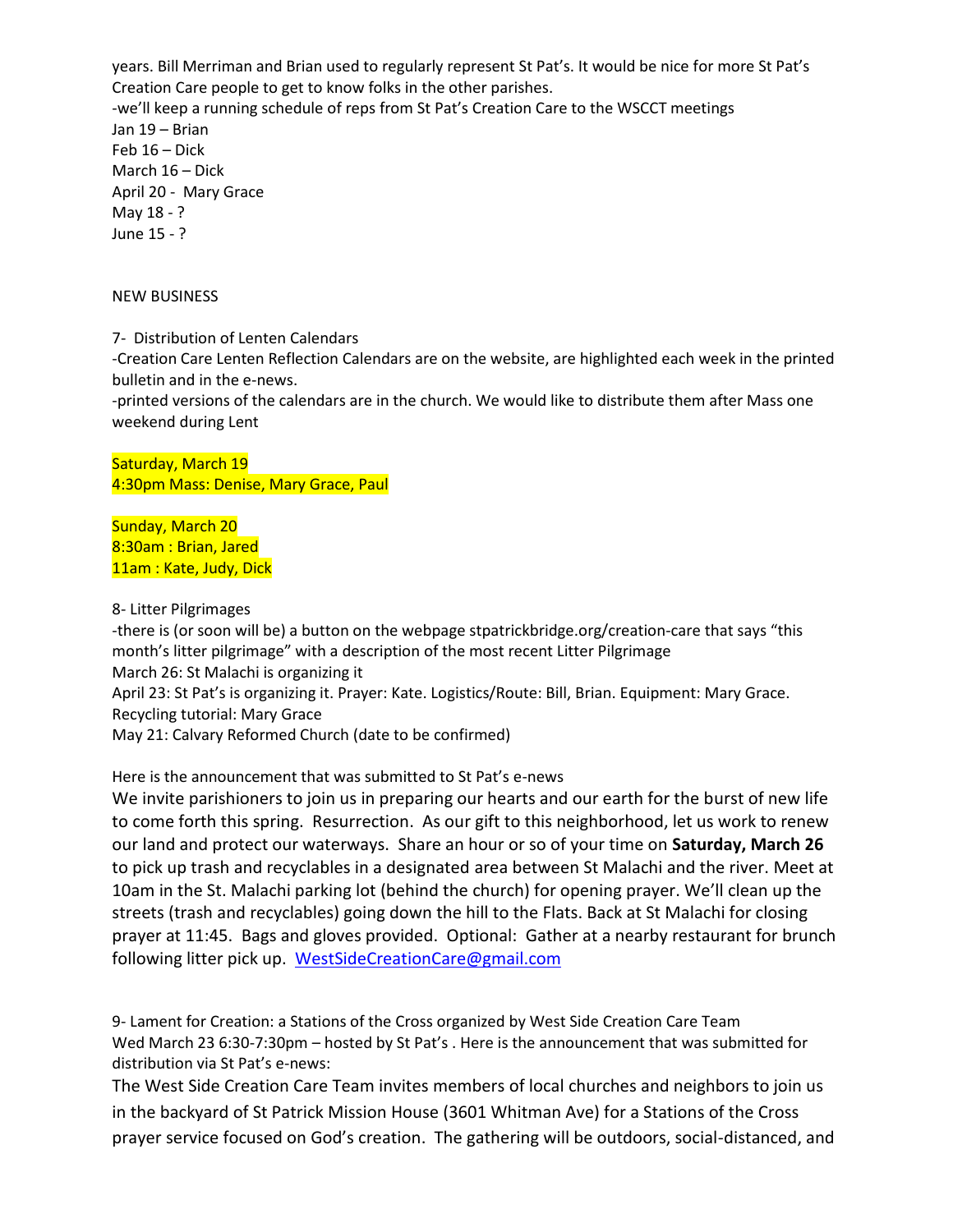years. Bill Merriman and Brian used to regularly represent St Pat's. It would be nice for more St Pat's Creation Care people to get to know folks in the other parishes.

-we'll keep a running schedule of reps from St Pat's Creation Care to the WSCCT meetings

Jan 19 – Brian
Feb 16 – Dick
March 16 – Dick
April 20 - Mary Grace
May 18 - ?
June 15 - ?

NEW BUSINESS

7- Distribution of Lenten Calendars

-Creation Care Lenten Reflection Calendars are on the website, are highlighted each week in the printed bulletin and in the e-news.

-printed versions of the calendars are in the church. We would like to distribute them after Mass one weekend during Lent

Saturday, March 19
4:30pm Mass: Denise, Mary Grace, Paul

Sunday, March 20
8:30am : Brian, Jared
11am : Kate, Judy, Dick

8- Litter Pilgrimages

-there is (or soon will be) a button on the webpage stpatrickbridge.org/creation-care that says "this month's litter pilgrimage" with a description of the most recent Litter Pilgrimage

March 26: St Malachi is organizing it

April 23: St Pat's is organizing it. Prayer: Kate. Logistics/Route: Bill, Brian. Equipment: Mary Grace. Recycling tutorial: Mary Grace

May 21: Calvary Reformed Church (date to be confirmed)

Here is the announcement that was submitted to St Pat's e-news

We invite parishioners to join us in preparing our hearts and our earth for the burst of new life to come forth this spring. Resurrection. As our gift to this neighborhood, let us work to renew our land and protect our waterways. Share an hour or so of your time on **Saturday, March 26** to pick up trash and recyclables in a designated area between St Malachi and the river. Meet at 10am in the St. Malachi parking lot (behind the church) for opening prayer. We'll clean up the streets (trash and recyclables) going down the hill to the Flats. Back at St Malachi for closing prayer at 11:45. Bags and gloves provided. Optional: Gather at a nearby restaurant for brunch following litter pick up. WestSideCreationCare@gmail.com

9- Lament for Creation: a Stations of the Cross organized by West Side Creation Care Team

Wed March 23 6:30-7:30pm – hosted by St Pat's . Here is the announcement that was submitted for distribution via St Pat's e-news:

The West Side Creation Care Team invites members of local churches and neighbors to join us in the backyard of St Patrick Mission House (3601 Whitman Ave) for a Stations of the Cross prayer service focused on God's creation. The gathering will be outdoors, social-distanced, and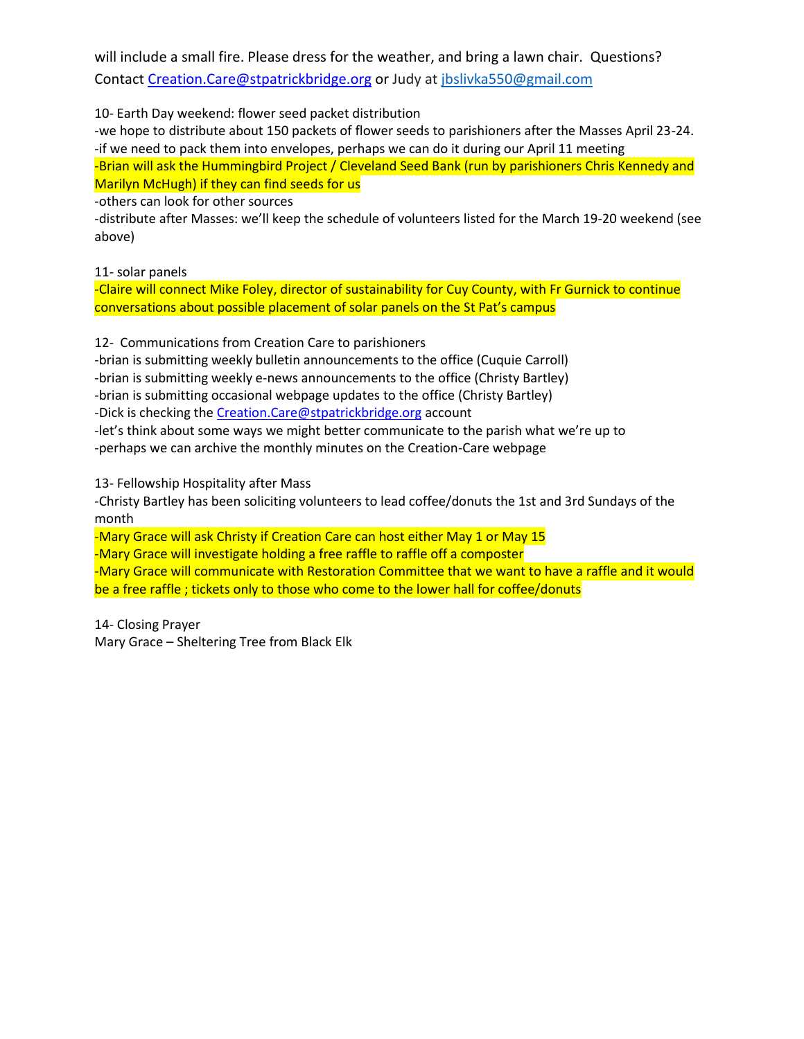will include a small fire. Please dress for the weather, and bring a lawn chair. Questions? Contact Creation.Care@stpatrickbridge.org or Judy at jbslivka550@gmail.com

10- Earth Day weekend: flower seed packet distribution
-we hope to distribute about 150 packets of flower seeds to parishioners after the Masses April 23-24.
-if we need to pack them into envelopes, perhaps we can do it during our April 11 meeting
-Brian will ask the Hummingbird Project / Cleveland Seed Bank (run by parishioners Chris Kennedy and Marilyn McHugh) if they can find seeds for us
-others can look for other sources
-distribute after Masses: we'll keep the schedule of volunteers listed for the March 19-20 weekend (see above)

11- solar panels
-Claire will connect Mike Foley, director of sustainability for Cuy County, with Fr Gurnick to continue conversations about possible placement of solar panels on the St Pat's campus

12- Communications from Creation Care to parishioners
-brian is submitting weekly bulletin announcements to the office (Cuquie Carroll)
-brian is submitting weekly e-news announcements to the office (Christy Bartley)
-brian is submitting occasional webpage updates to the office (Christy Bartley)
-Dick is checking the Creation.Care@stpatrickbridge.org account
-let's think about some ways we might better communicate to the parish what we're up to
-perhaps we can archive the monthly minutes on the Creation-Care webpage

13- Fellowship Hospitality after Mass
-Christy Bartley has been soliciting volunteers to lead coffee/donuts the 1st and 3rd Sundays of the month
-Mary Grace will ask Christy if Creation Care can host either May 1 or May 15
-Mary Grace will investigate holding a free raffle to raffle off a composter
-Mary Grace will communicate with Restoration Committee that we want to have a raffle and it would be a free raffle ; tickets only to those who come to the lower hall for coffee/donuts

14- Closing Prayer
Mary Grace – Sheltering Tree from Black Elk